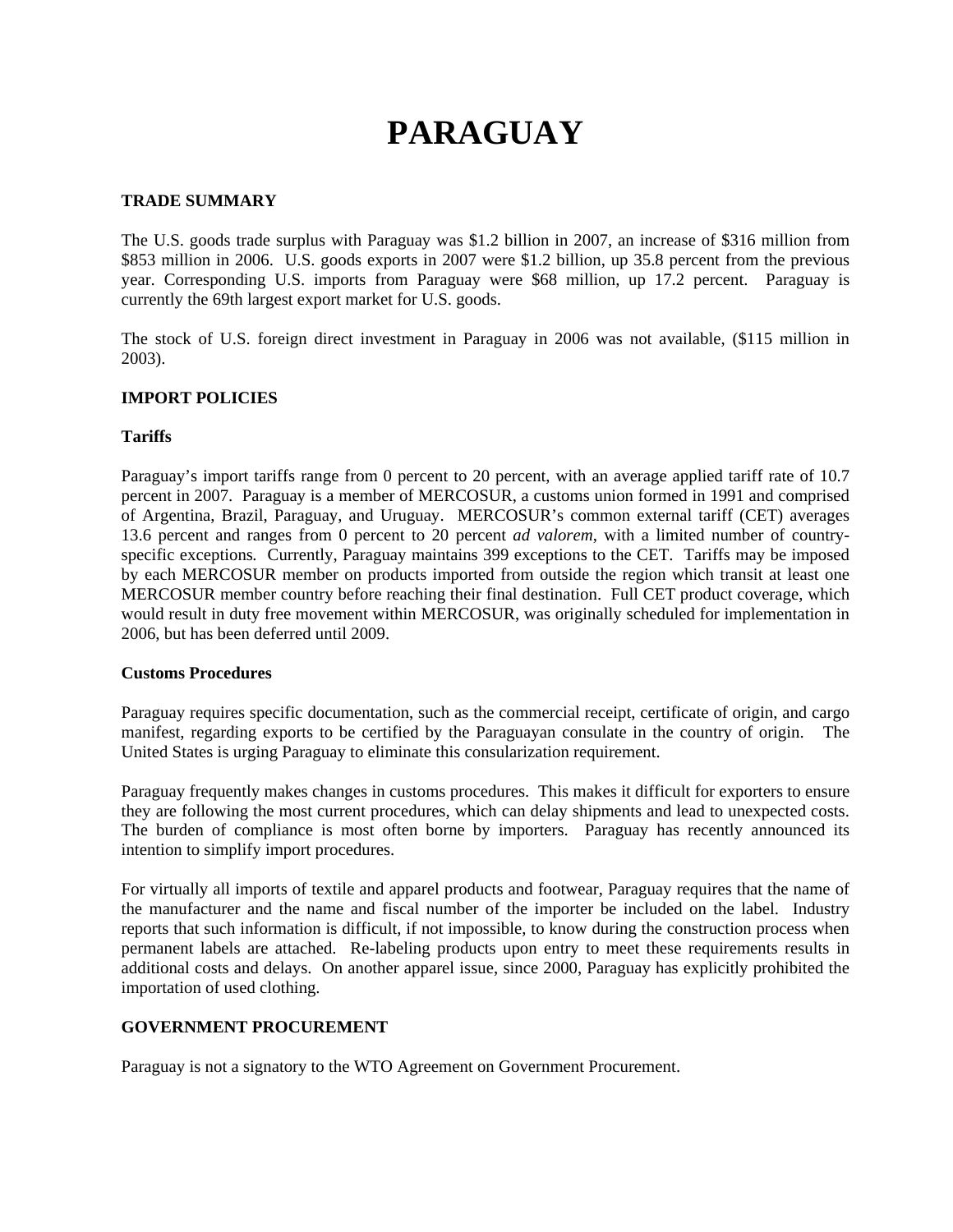# PARAGUAY

## TRADE SUMMARY

The U.S. goods trade surplus with Paraguay was $1.2 billion in 2007, an increase of $316 million from $853 million in 2006. U.S. goods exports in 2007 were $1.2 billion, up 35.8 percent from the previous year. Corresponding U.S. imports from Paraguay were $68 million, up 17.2 percent. Paraguay is currently the 69th largest export market for U.S. goods.

The stock of U.S. foreign direct investment in Paraguay in 2006 was not available, ($115 million in 2003).

## IMPORT POLICIES

### Tariffs

Paraguay's import tariffs range from 0 percent to 20 percent, with an average applied tariff rate of 10.7 percent in 2007. Paraguay is a member of MERCOSUR, a customs union formed in 1991 and comprised of Argentina, Brazil, Paraguay, and Uruguay. MERCOSUR's common external tariff (CET) averages 13.6 percent and ranges from 0 percent to 20 percent *ad valorem*, with a limited number of country-specific exceptions. Currently, Paraguay maintains 399 exceptions to the CET. Tariffs may be imposed by each MERCOSUR member on products imported from outside the region which transit at least one MERCOSUR member country before reaching their final destination. Full CET product coverage, which would result in duty free movement within MERCOSUR, was originally scheduled for implementation in 2006, but has been deferred until 2009.

### Customs Procedures

Paraguay requires specific documentation, such as the commercial receipt, certificate of origin, and cargo manifest, regarding exports to be certified by the Paraguayan consulate in the country of origin. The United States is urging Paraguay to eliminate this consularization requirement.

Paraguay frequently makes changes in customs procedures. This makes it difficult for exporters to ensure they are following the most current procedures, which can delay shipments and lead to unexpected costs. The burden of compliance is most often borne by importers. Paraguay has recently announced its intention to simplify import procedures.

For virtually all imports of textile and apparel products and footwear, Paraguay requires that the name of the manufacturer and the name and fiscal number of the importer be included on the label. Industry reports that such information is difficult, if not impossible, to know during the construction process when permanent labels are attached. Re-labeling products upon entry to meet these requirements results in additional costs and delays. On another apparel issue, since 2000, Paraguay has explicitly prohibited the importation of used clothing.

## GOVERNMENT PROCUREMENT

Paraguay is not a signatory to the WTO Agreement on Government Procurement.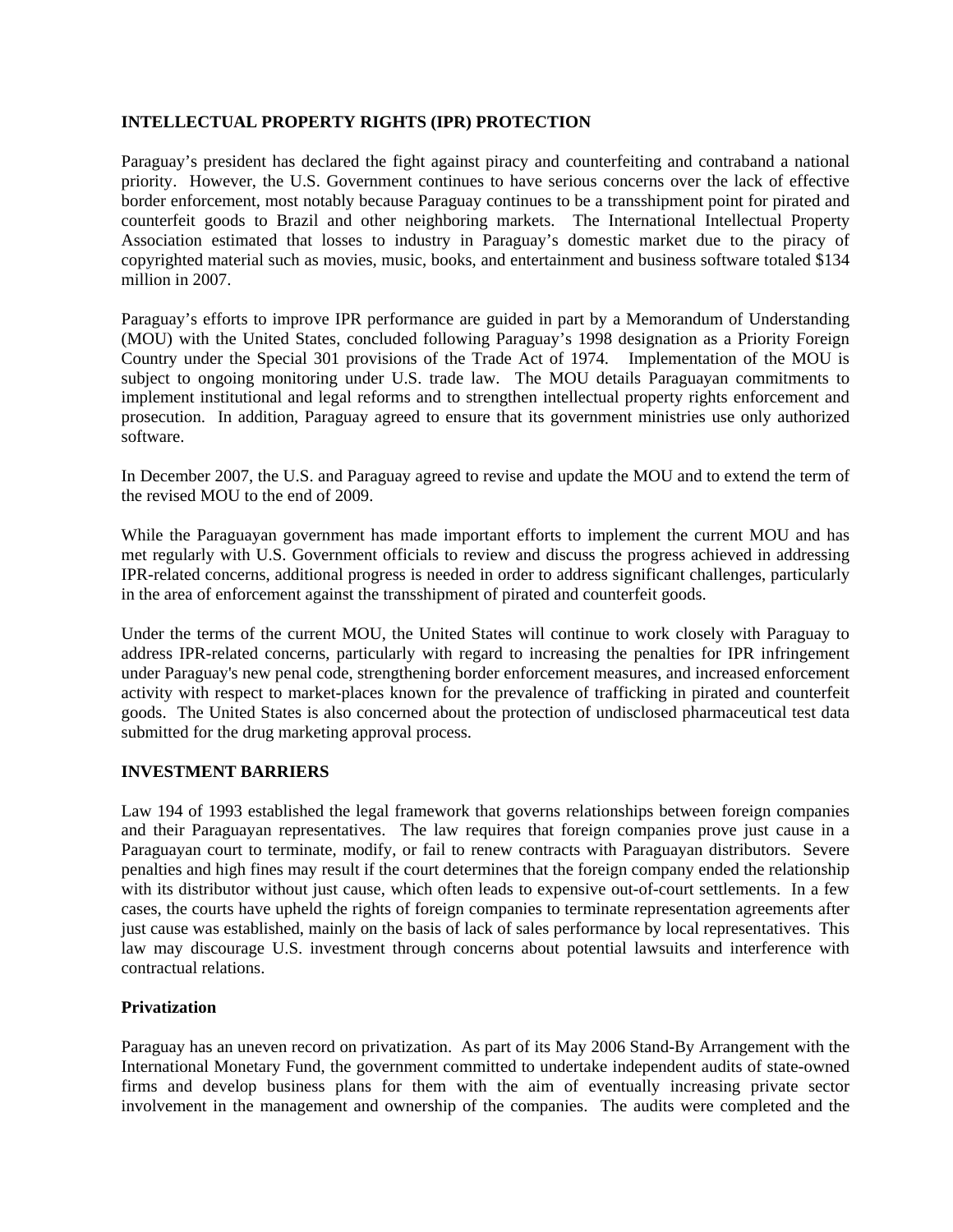**INTELLECTUAL PROPERTY RIGHTS (IPR) PROTECTION**

Paraguay's president has declared the fight against piracy and counterfeiting and contraband a national priority. However, the U.S. Government continues to have serious concerns over the lack of effective border enforcement, most notably because Paraguay continues to be a transshipment point for pirated and counterfeit goods to Brazil and other neighboring markets. The International Intellectual Property Association estimated that losses to industry in Paraguay's domestic market due to the piracy of copyrighted material such as movies, music, books, and entertainment and business software totaled $134 million in 2007.

Paraguay's efforts to improve IPR performance are guided in part by a Memorandum of Understanding (MOU) with the United States, concluded following Paraguay's 1998 designation as a Priority Foreign Country under the Special 301 provisions of the Trade Act of 1974. Implementation of the MOU is subject to ongoing monitoring under U.S. trade law. The MOU details Paraguayan commitments to implement institutional and legal reforms and to strengthen intellectual property rights enforcement and prosecution. In addition, Paraguay agreed to ensure that its government ministries use only authorized software.

In December 2007, the U.S. and Paraguay agreed to revise and update the MOU and to extend the term of the revised MOU to the end of 2009.

While the Paraguayan government has made important efforts to implement the current MOU and has met regularly with U.S. Government officials to review and discuss the progress achieved in addressing IPR-related concerns, additional progress is needed in order to address significant challenges, particularly in the area of enforcement against the transshipment of pirated and counterfeit goods.

Under the terms of the current MOU, the United States will continue to work closely with Paraguay to address IPR-related concerns, particularly with regard to increasing the penalties for IPR infringement under Paraguay's new penal code, strengthening border enforcement measures, and increased enforcement activity with respect to market-places known for the prevalence of trafficking in pirated and counterfeit goods. The United States is also concerned about the protection of undisclosed pharmaceutical test data submitted for the drug marketing approval process.

**INVESTMENT BARRIERS**

Law 194 of 1993 established the legal framework that governs relationships between foreign companies and their Paraguayan representatives. The law requires that foreign companies prove just cause in a Paraguayan court to terminate, modify, or fail to renew contracts with Paraguayan distributors. Severe penalties and high fines may result if the court determines that the foreign company ended the relationship with its distributor without just cause, which often leads to expensive out-of-court settlements. In a few cases, the courts have upheld the rights of foreign companies to terminate representation agreements after just cause was established, mainly on the basis of lack of sales performance by local representatives. This law may discourage U.S. investment through concerns about potential lawsuits and interference with contractual relations.

**Privatization**

Paraguay has an uneven record on privatization. As part of its May 2006 Stand-By Arrangement with the International Monetary Fund, the government committed to undertake independent audits of state-owned firms and develop business plans for them with the aim of eventually increasing private sector involvement in the management and ownership of the companies. The audits were completed and the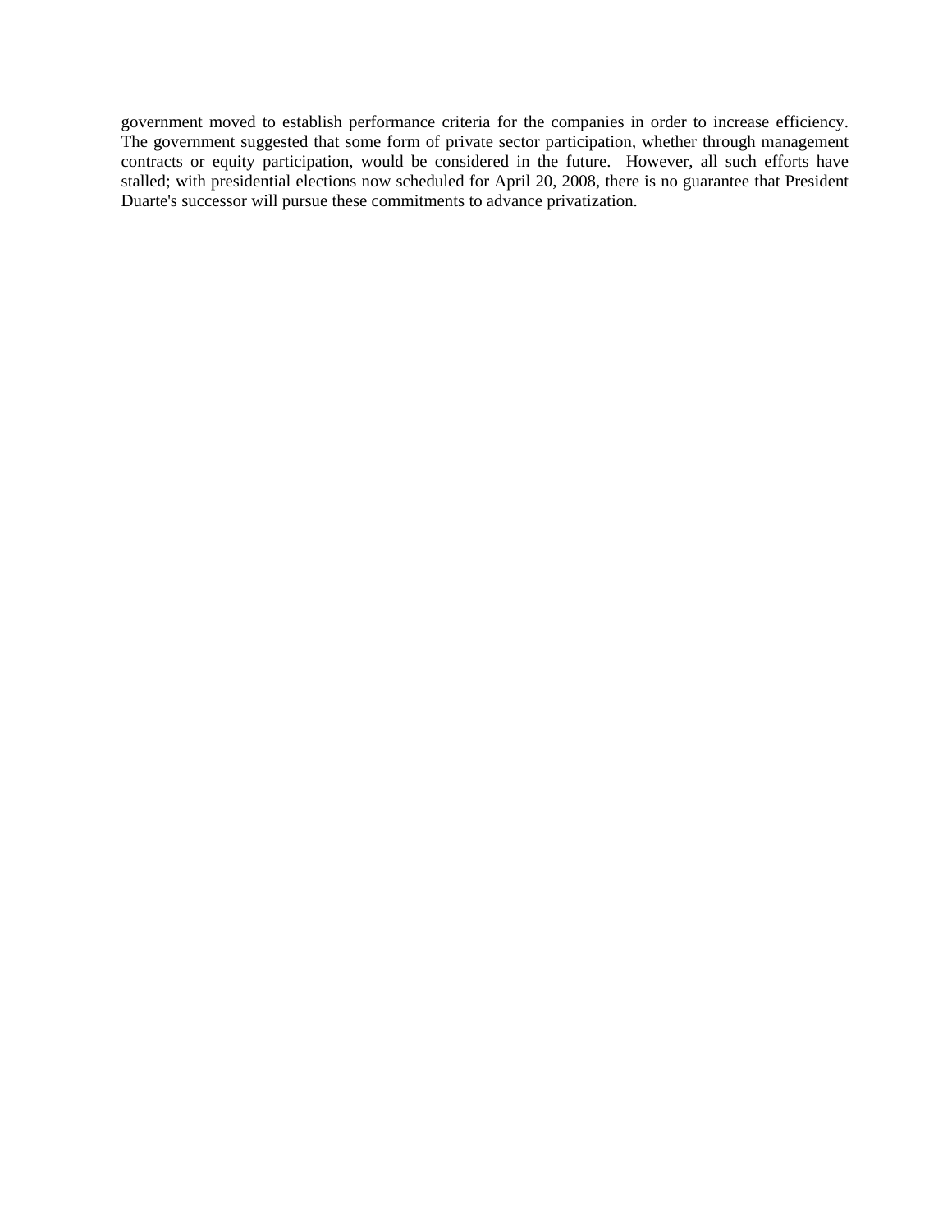government moved to establish performance criteria for the companies in order to increase efficiency. The government suggested that some form of private sector participation, whether through management contracts or equity participation, would be considered in the future. However, all such efforts have stalled; with presidential elections now scheduled for April 20, 2008, there is no guarantee that President Duarte's successor will pursue these commitments to advance privatization.